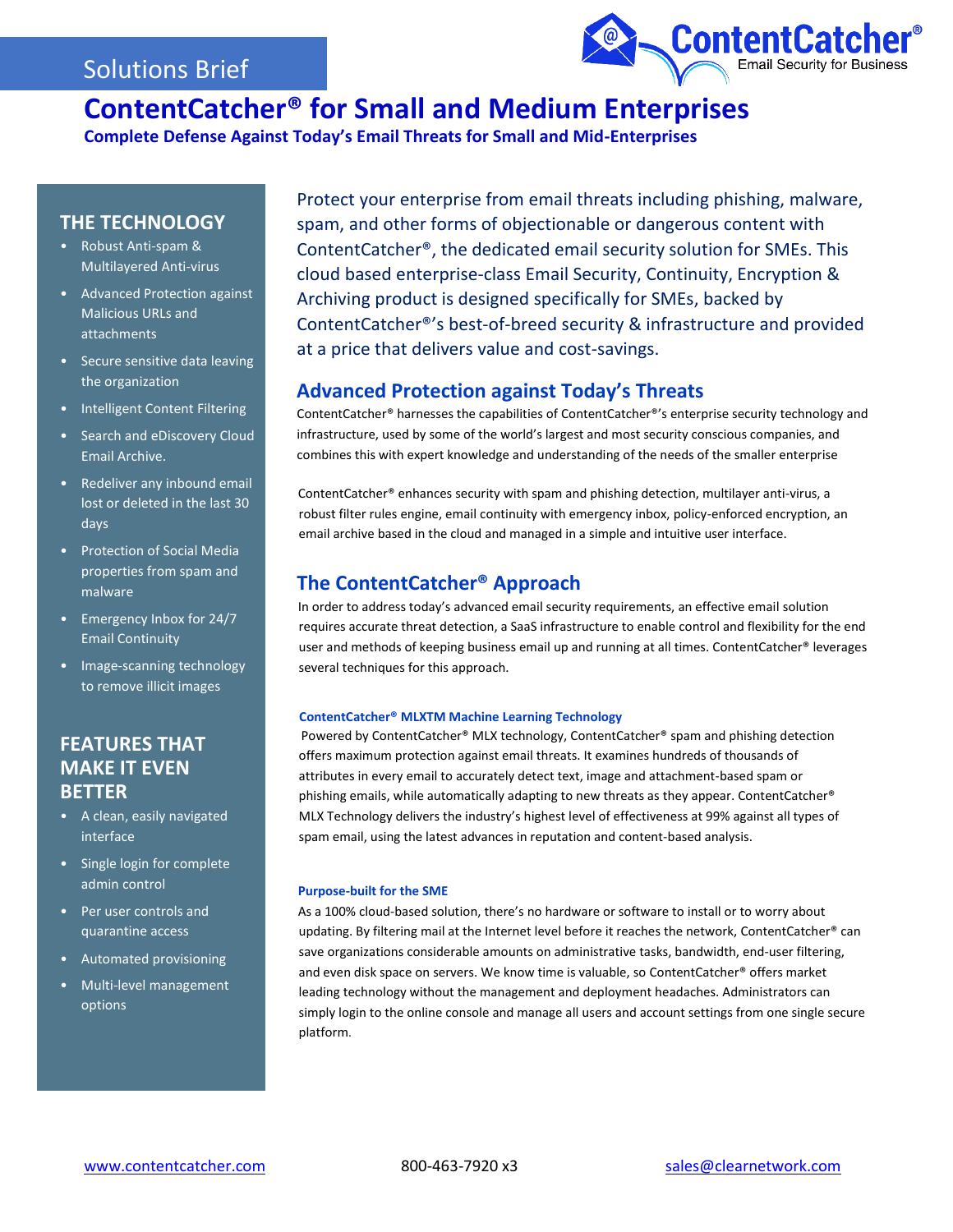Solutions Brief

ContentCatcher® Email Security for Business

# ContentCatcher® for Small and Medium Enterprises

**Complete Defense Against Today's Email Threats for Small and Mid-Enterprises**

## THE TECHNOLOGY

- Robust Anti-spam & Multilayered Anti-virus
- Advanced Protection against Malicious URLs and attachments
- Secure sensitive data leaving the organization
- Intelligent Content Filtering
- Search and eDiscovery Cloud Email Archive.
- Redeliver any inbound email lost or deleted in the last 30 days
- Protection of Social Media properties from spam and malware
- Emergency Inbox for 24/7 Email Continuity
- Image-scanning technology to remove illicit images

## FEATURES THAT MAKE IT EVEN BETTER

- A clean, easily navigated interface
- Single login for complete admin control
- Per user controls and quarantine access
- Automated provisioning
- Multi-level management options

Protect your enterprise from email threats including phishing, malware, spam, and other forms of objectionable or dangerous content with ContentCatcher®, the dedicated email security solution for SMEs. This cloud based enterprise-class Email Security, Continuity, Encryption & Archiving product is designed specifically for SMEs, backed by ContentCatcher®'s best-of-breed security & infrastructure and provided at a price that delivers value and cost-savings.

## Advanced Protection against Today's Threats

ContentCatcher® harnesses the capabilities of ContentCatcher®'s enterprise security technology and infrastructure, used by some of the world's largest and most security conscious companies, and combines this with expert knowledge and understanding of the needs of the smaller enterprise

ContentCatcher® enhances security with spam and phishing detection, multilayer anti-virus, a robust filter rules engine, email continuity with emergency inbox, policy-enforced encryption, an email archive based in the cloud and managed in a simple and intuitive user interface.

## The ContentCatcher® Approach

In order to address today's advanced email security requirements, an effective email solution requires accurate threat detection, a SaaS infrastructure to enable control and flexibility for the end user and methods of keeping business email up and running at all times. ContentCatcher® leverages several techniques for this approach.

#### ContentCatcher® MLXTM Machine Learning Technology

Powered by ContentCatcher® MLX technology, ContentCatcher® spam and phishing detection offers maximum protection against email threats. It examines hundreds of thousands of attributes in every email to accurately detect text, image and attachment-based spam or phishing emails, while automatically adapting to new threats as they appear. ContentCatcher® MLX Technology delivers the industry's highest level of effectiveness at 99% against all types of spam email, using the latest advances in reputation and content-based analysis.

#### Purpose-built for the SME

As a 100% cloud-based solution, there's no hardware or software to install or to worry about updating. By filtering mail at the Internet level before it reaches the network, ContentCatcher® can save organizations considerable amounts on administrative tasks, bandwidth, end-user filtering, and even disk space on servers. We know time is valuable, so ContentCatcher® offers market leading technology without the management and deployment headaches. Administrators can simply login to the online console and manage all users and account settings from one single secure platform.

www.contentcatcher.com    800-463-7920 x3    sales@clearnetwork.com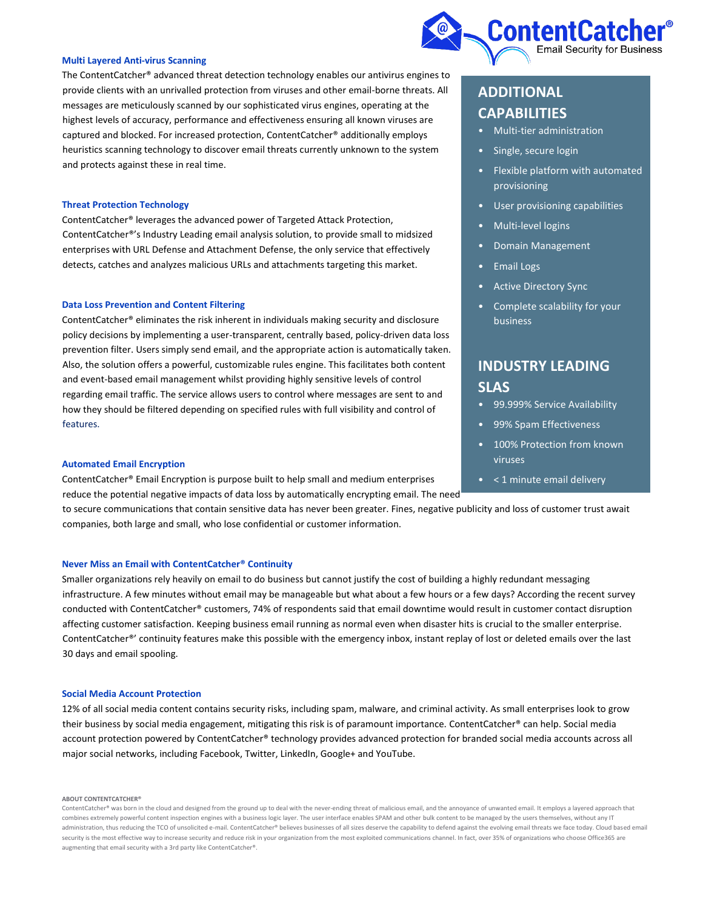## Multi Layered Anti-virus Scanning

The ContentCatcher® advanced threat detection technology enables our antivirus engines to provide clients with an unrivalled protection from viruses and other email-borne threats. All messages are meticulously scanned by our sophisticated virus engines, operating at the highest levels of accuracy, performance and effectiveness ensuring all known viruses are captured and blocked. For increased protection, ContentCatcher® additionally employs heuristics scanning technology to discover email threats currently unknown to the system and protects against these in real time.

## Threat Protection Technology

ContentCatcher® leverages the advanced power of Targeted Attack Protection, ContentCatcher®'s Industry Leading email analysis solution, to provide small to midsized enterprises with URL Defense and Attachment Defense, the only service that effectively detects, catches and analyzes malicious URLs and attachments targeting this market.

## Data Loss Prevention and Content Filtering

ContentCatcher® eliminates the risk inherent in individuals making security and disclosure policy decisions by implementing a user-transparent, centrally based, policy-driven data loss prevention filter. Users simply send email, and the appropriate action is automatically taken. Also, the solution offers a powerful, customizable rules engine. This facilitates both content and event-based email management whilst providing highly sensitive levels of control regarding email traffic. The service allows users to control where messages are sent to and how they should be filtered depending on specified rules with full visibility and control of features.

## Automated Email Encryption

ContentCatcher® Email Encryption is purpose built to help small and medium enterprises reduce the potential negative impacts of data loss by automatically encrypting email. The need to secure communications that contain sensitive data has never been greater. Fines, negative publicity and loss of customer trust await companies, both large and small, who lose confidential or customer information.

## ADDITIONAL CAPABILITIES

- Multi-tier administration
- Single, secure login
- Flexible platform with automated provisioning
- User provisioning capabilities
- Multi-level logins
- Domain Management
- Email Logs
- Active Directory Sync
- Complete scalability for your business

## INDUSTRY LEADING SLAS

- 99.999% Service Availability
- 99% Spam Effectiveness
- 100% Protection from known viruses
- < 1 minute email delivery

## Never Miss an Email with ContentCatcher® Continuity

Smaller organizations rely heavily on email to do business but cannot justify the cost of building a highly redundant messaging infrastructure. A few minutes without email may be manageable but what about a few hours or a few days? According the recent survey conducted with ContentCatcher® customers, 74% of respondents said that email downtime would result in customer contact disruption affecting customer satisfaction. Keeping business email running as normal even when disaster hits is crucial to the smaller enterprise. ContentCatcher®' continuity features make this possible with the emergency inbox, instant replay of lost or deleted emails over the last 30 days and email spooling.

## Social Media Account Protection

12% of all social media content contains security risks, including spam, malware, and criminal activity. As small enterprises look to grow their business by social media engagement, mitigating this risk is of paramount importance. ContentCatcher® can help. Social media account protection powered by ContentCatcher® technology provides advanced protection for branded social media accounts across all major social networks, including Facebook, Twitter, LinkedIn, Google+ and YouTube.

**ABOUT CONTENTCATCHER®**

ContentCatcher® was born in the cloud and designed from the ground up to deal with the never-ending threat of malicious email, and the annoyance of unwanted email. It employs a layered approach that combines extremely powerful content inspection engines with a business logic layer. The user interface enables SPAM and other bulk content to be managed by the users themselves, without any IT administration, thus reducing the TCO of unsolicited e-mail. ContentCatcher® believes businesses of all sizes deserve the capability to defend against the evolving email threats we face today. Cloud based email security is the most effective way to increase security and reduce risk in your organization from the most exploited communications channel. In fact, over 35% of organizations who choose Office365 are augmenting that email security with a 3rd party like ContentCatcher®.